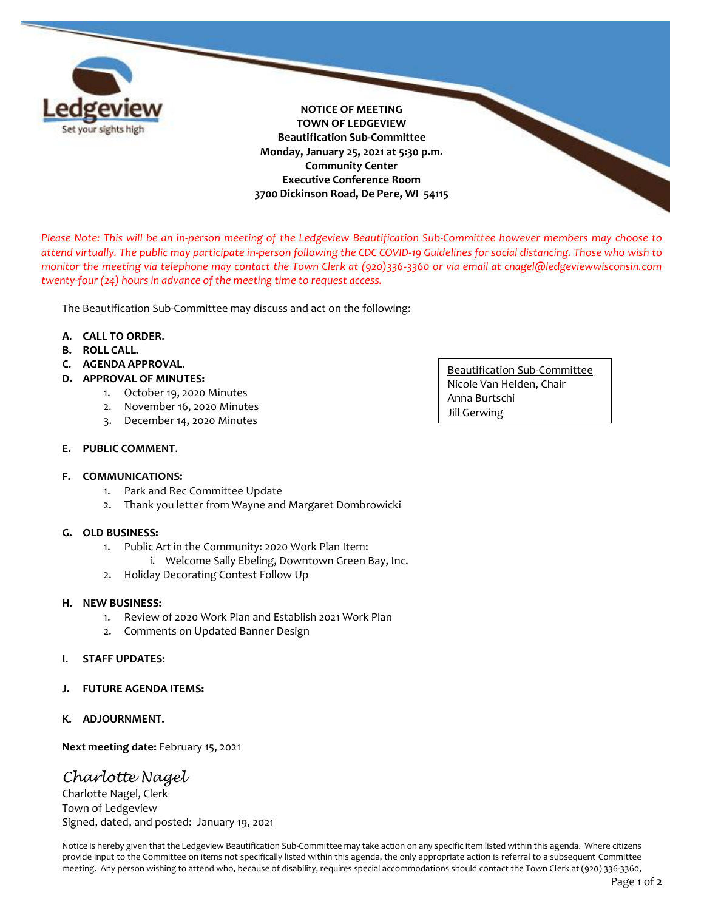Ledgeview
Set your sights high

**NOTICE OF MEETING**
**TOWN OF LEDGEVIEW**
**Beautification Sub-Committee**
**Monday, January 25, 2021 at 5:30 p.m.**
**Community Center**
**Executive Conference Room**
**3700 Dickinson Road, De Pere, WI 54115**

*Please Note: This will be an in-person meeting of the Ledgeview Beautification Sub-Committee however members may choose to attend virtually. The public may participate in-person following the CDC COVID-19 Guidelines for social distancing. Those who wish to monitor the meeting via telephone may contact the Town Clerk at (920)336-3360 or via email at cnagel@ledgeviewwisconsin.com twenty-four (24) hours in advance of the meeting time to request access.*

The Beautification Sub-Committee may discuss and act on the following:

Beautification Sub-Committee
Nicole Van Helden, Chair
Anna Burtschi
Jill Gerwing

**A. CALL TO ORDER.**

**B. ROLL CALL.**

**C. AGENDA APPROVAL.**

**D. APPROVAL OF MINUTES:**
1. October 19, 2020 Minutes
2. November 16, 2020 Minutes
3. December 14, 2020 Minutes

**E. PUBLIC COMMENT.**

**F. COMMUNICATIONS:**
1. Park and Rec Committee Update
2. Thank you letter from Wayne and Margaret Dombrowicki

**G. OLD BUSINESS:**
1. Public Art in the Community: 2020 Work Plan Item:
   i. Welcome Sally Ebeling, Downtown Green Bay, Inc.
2. Holiday Decorating Contest Follow Up

**H. NEW BUSINESS:**
1. Review of 2020 Work Plan and Establish 2021 Work Plan
2. Comments on Updated Banner Design

**I. STAFF UPDATES:**

**J. FUTURE AGENDA ITEMS:**

**K. ADJOURNMENT.**

**Next meeting date:** February 15, 2021

*Charlotte Nagel*
Charlotte Nagel, Clerk
Town of Ledgeview
Signed, dated, and posted: January 19, 2021

Notice is hereby given that the Ledgeview Beautification Sub-Committee may take action on any specific item listed within this agenda. Where citizens provide input to the Committee on items not specifically listed within this agenda, the only appropriate action is referral to a subsequent Committee meeting. Any person wishing to attend who, because of disability, requires special accommodations should contact the Town Clerk at (920) 336-3360,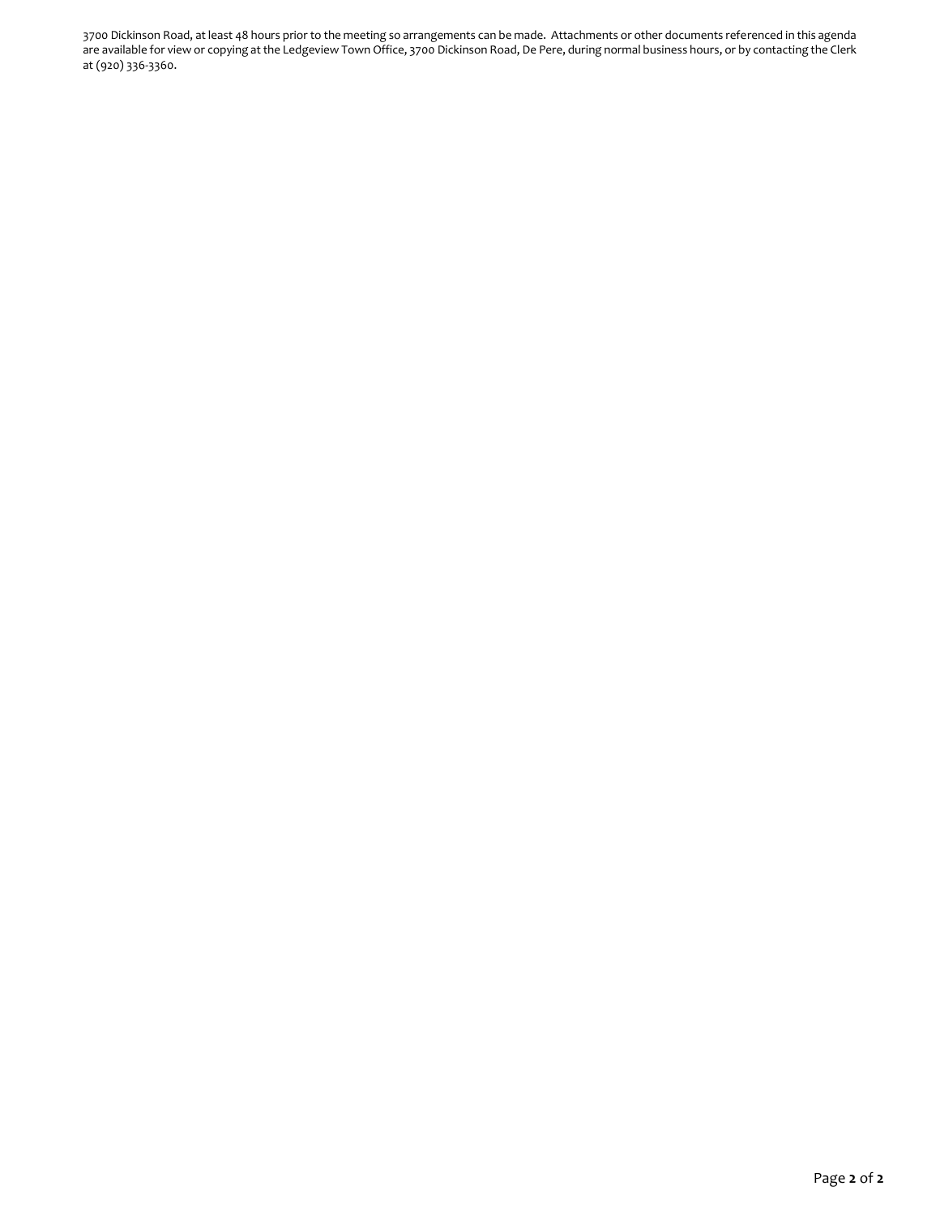3700 Dickinson Road, at least 48 hours prior to the meeting so arrangements can be made. Attachments or other documents referenced in this agenda are available for view or copying at the Ledgeview Town Office, 3700 Dickinson Road, De Pere, during normal business hours, or by contacting the Clerk at (920) 336-3360.